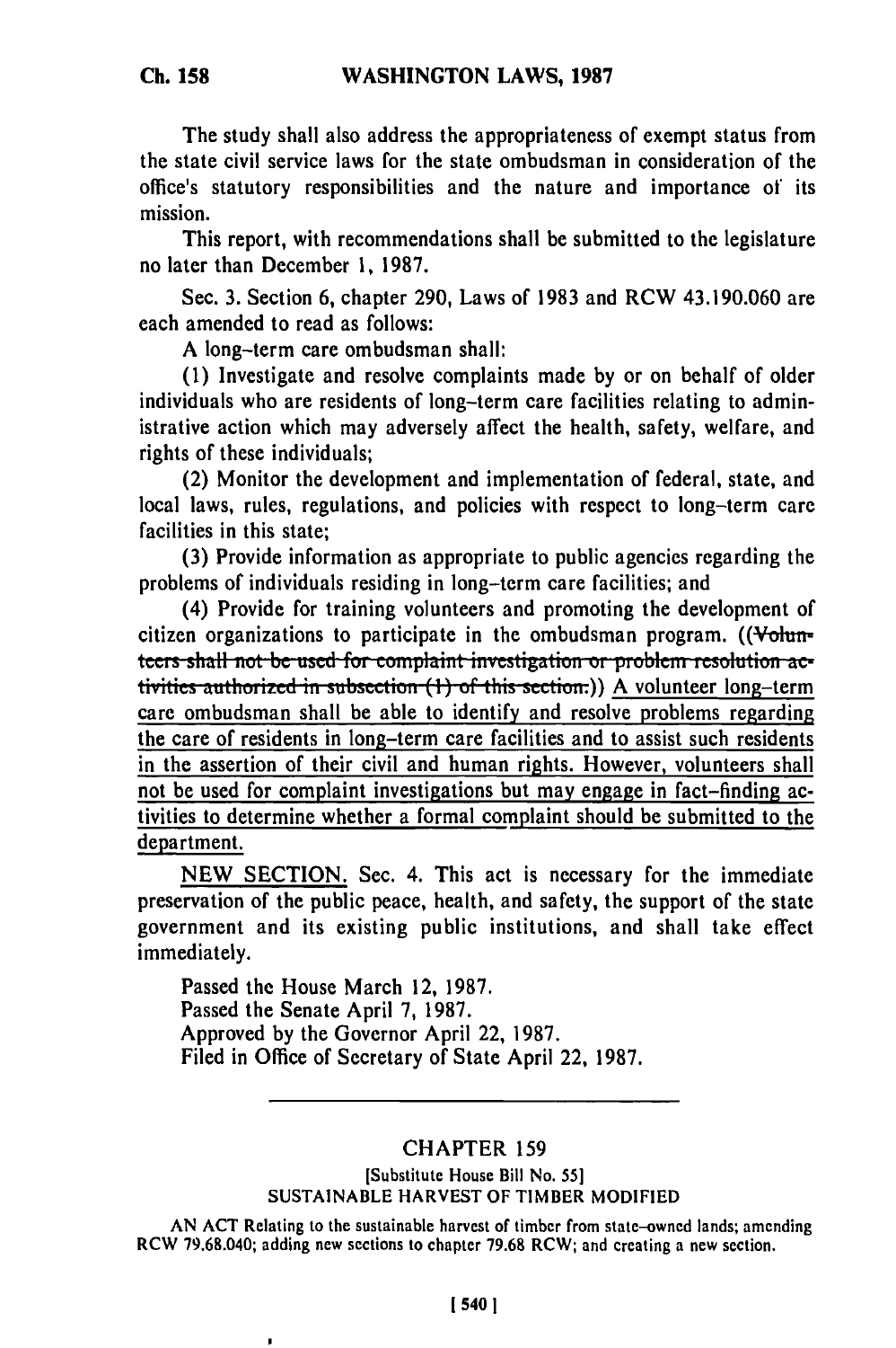The study shall also address the appropriateness of exempt status from the state civil service laws for the state ombudsman in consideration of the office's statutory responsibilities and the nature and importance of its mission.

This report, with recommendations shall be submitted to the legislature no later than December 1, 1987.

Sec. 3. Section 6, chapter 290, Laws of 1983 and RCW 43.190.060 are each amended to read as follows:

A long-term care ombudsman shall:

(1) Investigate and resolve complaints made by or on behalf of older individuals who are residents of long-term care facilities relating to administrative action which may adversely affect the health, safety, welfare, and rights of these individuals;

(2) Monitor the development and implementation of federal, state, and local laws, rules, regulations, and policies with respect to long-term care facilities in this state;

(3) Provide information as appropriate to public agencies regarding the problems of individuals residing in long-term care facilities; and

(4) Provide for training volunteers and promoting the development of citizen organizations to participate in the ombudsman program. ((~~Volunteers shall not be used for complaint investigation or problem resolution activities authorized in subsection (1) of this section.~~)) <u>A volunteer long-term care ombudsman shall be able to identify and resolve problems regarding the care of residents in long-term care facilities and to assist such residents in the assertion of their civil and human rights. However, volunteers shall not be used for complaint investigations but may engage in fact-finding activities to determine whether a formal complaint should be submitted to the department.</u>

<u>NEW SECTION.</u> Sec. 4. This act is necessary for the immediate preservation of the public peace, health, and safety, the support of the state government and its existing public institutions, and shall take effect immediately.

Passed the House March 12, 1987.
Passed the Senate April 7, 1987.
Approved by the Governor April 22, 1987.
Filed in Office of Secretary of State April 22, 1987.

---

## CHAPTER 159

[Substitute House Bill No. 55]

SUSTAINABLE HARVEST OF TIMBER MODIFIED

AN ACT Relating to the sustainable harvest of timber from state-owned lands; amending RCW 79.68.040; adding new sections to chapter 79.68 RCW; and creating a new section.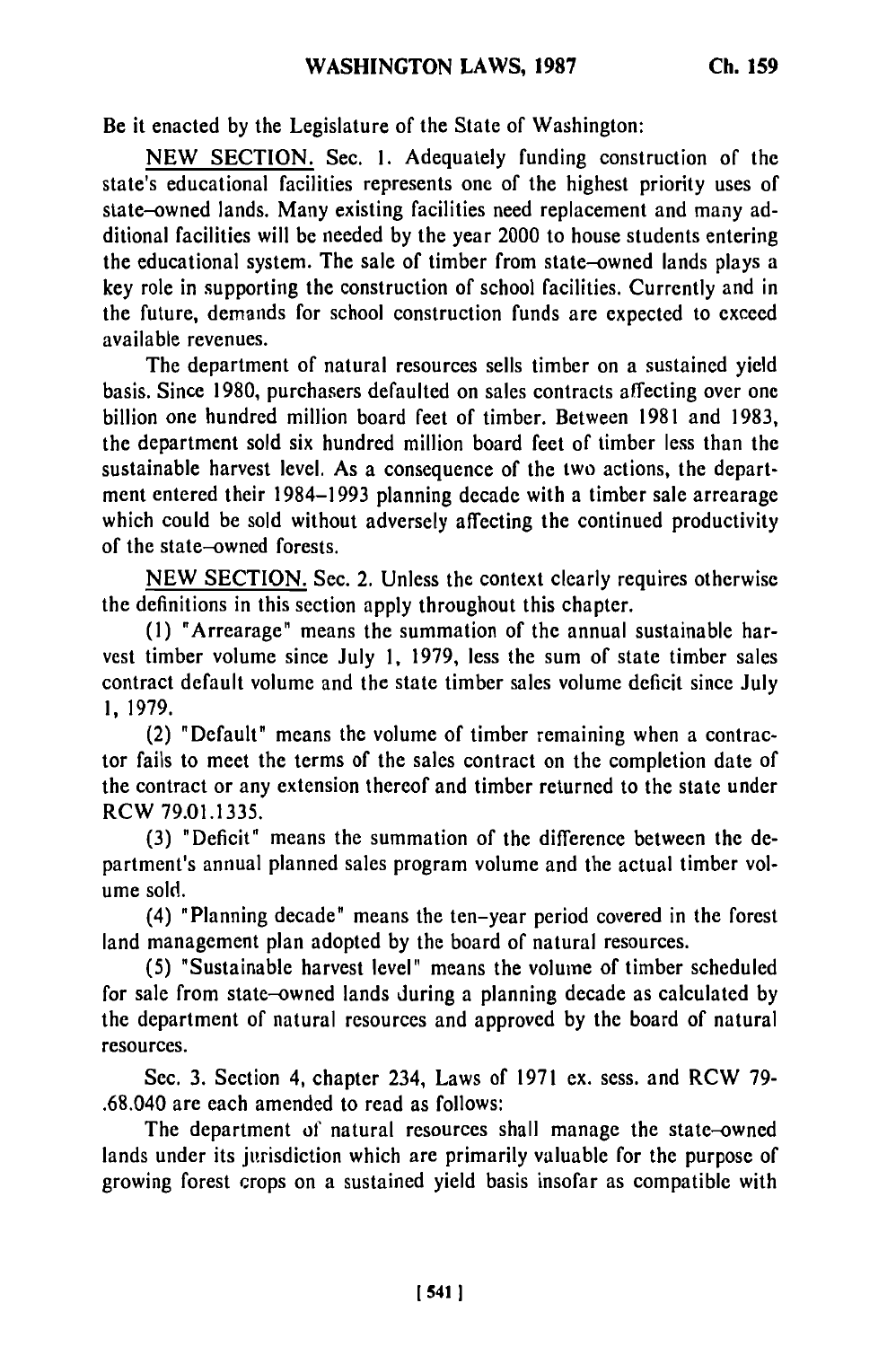Be it enacted by the Legislature of the State of Washington:

NEW SECTION. Sec. 1. Adequately funding construction of the state's educational facilities represents one of the highest priority uses of state-owned lands. Many existing facilities need replacement and many additional facilities will be needed by the year 2000 to house students entering the educational system. The sale of timber from state-owned lands plays a key role in supporting the construction of school facilities. Currently and in the future, demands for school construction funds are expected to exceed available revenues.

The department of natural resources sells timber on a sustained yield basis. Since 1980, purchasers defaulted on sales contracts affecting over one billion one hundred million board feet of timber. Between 1981 and 1983, the department sold six hundred million board feet of timber less than the sustainable harvest level. As a consequence of the two actions, the department entered their 1984–1993 planning decade with a timber sale arrearage which could be sold without adversely affecting the continued productivity of the state-owned forests.

NEW SECTION. Sec. 2. Unless the context clearly requires otherwise the definitions in this section apply throughout this chapter.

(1) "Arrearage" means the summation of the annual sustainable harvest timber volume since July 1, 1979, less the sum of state timber sales contract default volume and the state timber sales volume deficit since July 1, 1979.

(2) "Default" means the volume of timber remaining when a contractor fails to meet the terms of the sales contract on the completion date of the contract or any extension thereof and timber returned to the state under RCW 79.01.1335.

(3) "Deficit" means the summation of the difference between the department's annual planned sales program volume and the actual timber volume sold.

(4) "Planning decade" means the ten-year period covered in the forest land management plan adopted by the board of natural resources.

(5) "Sustainable harvest level" means the volume of timber scheduled for sale from state-owned lands during a planning decade as calculated by the department of natural resources and approved by the board of natural resources.

Sec. 3. Section 4, chapter 234, Laws of 1971 ex. sess. and RCW 79-.68.040 are each amended to read as follows:

The department of natural resources shall manage the state-owned lands under its jurisdiction which are primarily valuable for the purpose of growing forest crops on a sustained yield basis insofar as compatible with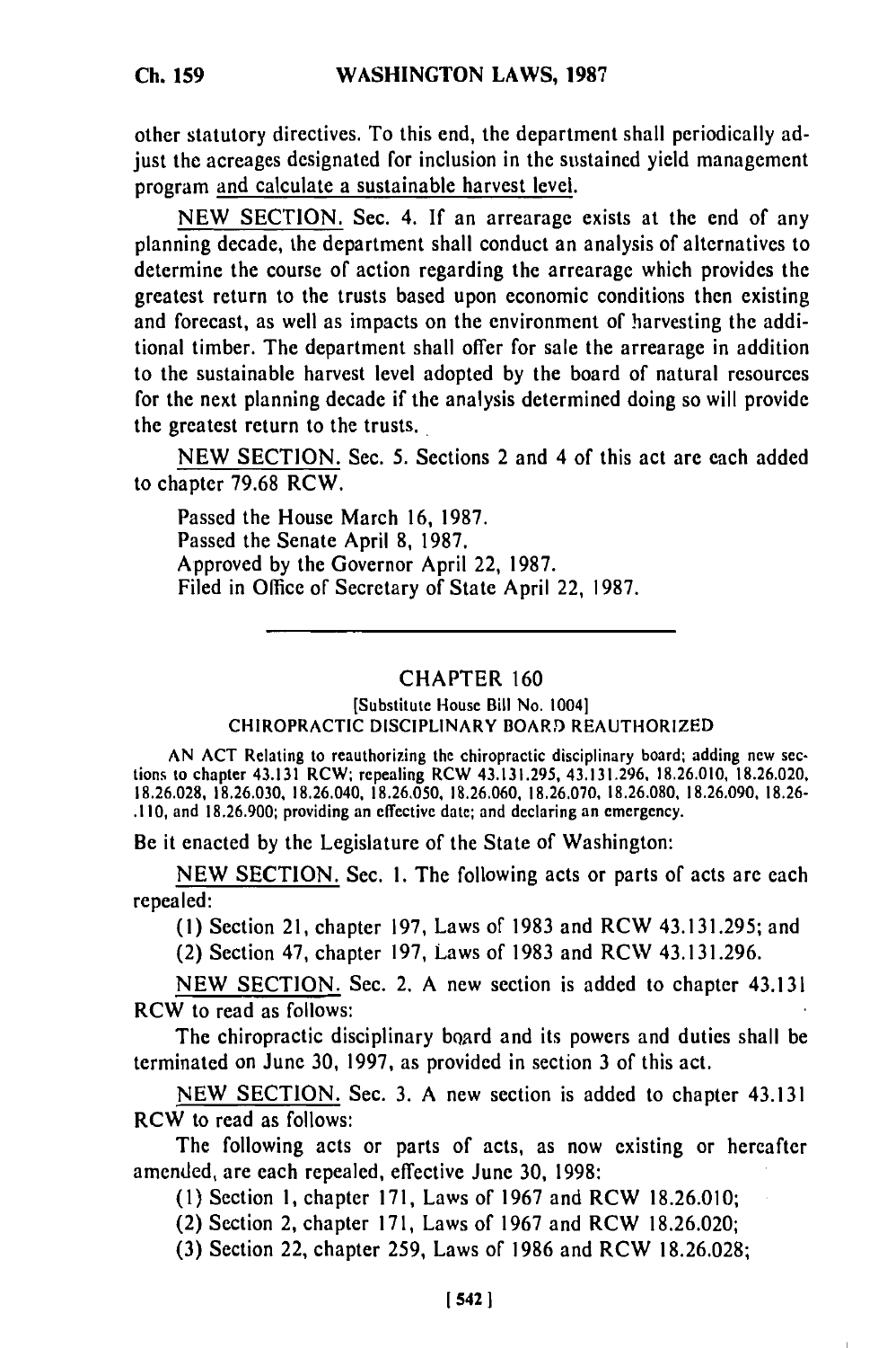other statutory directives. To this end, the department shall periodically adjust the acreages designated for inclusion in the sustained yield management program and calculate a sustainable harvest level.

NEW SECTION. Sec. 4. If an arrearage exists at the end of any planning decade, the department shall conduct an analysis of alternatives to determine the course of action regarding the arrearage which provides the greatest return to the trusts based upon economic conditions then existing and forecast, as well as impacts on the environment of harvesting the additional timber. The department shall offer for sale the arrearage in addition to the sustainable harvest level adopted by the board of natural resources for the next planning decade if the analysis determined doing so will provide the greatest return to the trusts.

NEW SECTION. Sec. 5. Sections 2 and 4 of this act are each added to chapter 79.68 RCW.

Passed the House March 16, 1987.
Passed the Senate April 8, 1987.
Approved by the Governor April 22, 1987.
Filed in Office of Secretary of State April 22, 1987.

---

## CHAPTER 160

[Substitute House Bill No. 1004]

### CHIROPRACTIC DISCIPLINARY BOARD REAUTHORIZED

AN ACT Relating to reauthorizing the chiropractic disciplinary board; adding new sections to chapter 43.131 RCW; repealing RCW 43.131.295, 43.131.296, 18.26.010, 18.26.020, 18.26.028, 18.26.030, 18.26.040, 18.26.050, 18.26.060, 18.26.070, 18.26.080, 18.26.090, 18.26-.110, and 18.26.900; providing an effective date; and declaring an emergency.

Be it enacted by the Legislature of the State of Washington:

NEW SECTION. Sec. 1. The following acts or parts of acts are each repealed:

(1) Section 21, chapter 197, Laws of 1983 and RCW 43.131.295; and

(2) Section 47, chapter 197, Laws of 1983 and RCW 43.131.296.

NEW SECTION. Sec. 2. A new section is added to chapter 43.131 RCW to read as follows:

The chiropractic disciplinary board and its powers and duties shall be terminated on June 30, 1997, as provided in section 3 of this act.

NEW SECTION. Sec. 3. A new section is added to chapter 43.131 RCW to read as follows:

The following acts or parts of acts, as now existing or hereafter amended, are each repealed, effective June 30, 1998:

(1) Section 1, chapter 171, Laws of 1967 and RCW 18.26.010;

(2) Section 2, chapter 171, Laws of 1967 and RCW 18.26.020;

(3) Section 22, chapter 259, Laws of 1986 and RCW 18.26.028;